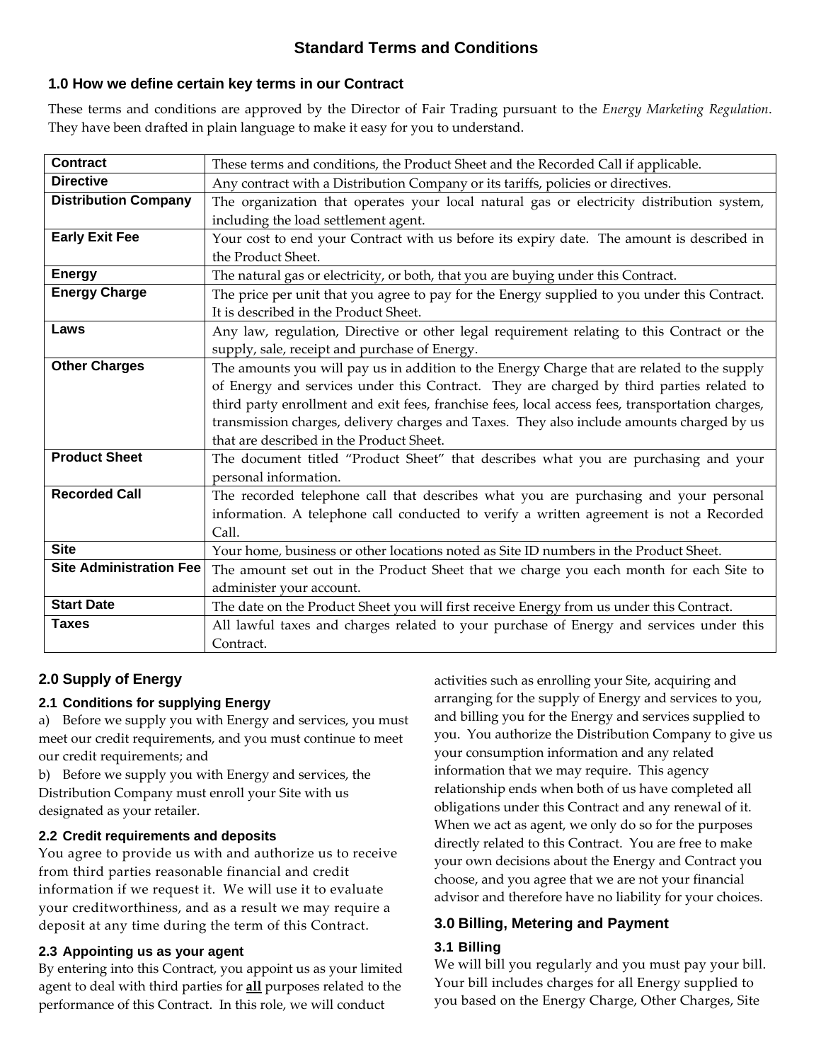# Standard Terms and Conditions

## 1.0 How we define certain key terms in our Contract

These terms and conditions are approved by the Director of Fair Trading pursuant to the *Energy Marketing Regulation*. They have been drafted in plain language to make it easy for you to understand.

| Term | Definition |
|---|---|
| **Contract** | These terms and conditions, the Product Sheet and the Recorded Call if applicable. |
| **Directive** | Any contract with a Distribution Company or its tariffs, policies or directives. |
| **Distribution Company** | The organization that operates your local natural gas or electricity distribution system, including the load settlement agent. |
| **Early Exit Fee** | Your cost to end your Contract with us before its expiry date. The amount is described in the Product Sheet. |
| **Energy** | The natural gas or electricity, or both, that you are buying under this Contract. |
| **Energy Charge** | The price per unit that you agree to pay for the Energy supplied to you under this Contract. It is described in the Product Sheet. |
| **Laws** | Any law, regulation, Directive or other legal requirement relating to this Contract or the supply, sale, receipt and purchase of Energy. |
| **Other Charges** | The amounts you will pay us in addition to the Energy Charge that are related to the supply of Energy and services under this Contract. They are charged by third parties related to third party enrollment and exit fees, franchise fees, local access fees, transportation charges, transmission charges, delivery charges and Taxes. They also include amounts charged by us that are described in the Product Sheet. |
| **Product Sheet** | The document titled "Product Sheet" that describes what you are purchasing and your personal information. |
| **Recorded Call** | The recorded telephone call that describes what you are purchasing and your personal information. A telephone call conducted to verify a written agreement is not a Recorded Call. |
| **Site** | Your home, business or other locations noted as Site ID numbers in the Product Sheet. |
| **Site Administration Fee** | The amount set out in the Product Sheet that we charge you each month for each Site to administer your account. |
| **Start Date** | The date on the Product Sheet you will first receive Energy from us under this Contract. |
| **Taxes** | All lawful taxes and charges related to your purchase of Energy and services under this Contract. |

## 2.0 Supply of Energy

### 2.1 Conditions for supplying Energy

a) Before we supply you with Energy and services, you must meet our credit requirements, and you must continue to meet our credit requirements; and

b) Before we supply you with Energy and services, the Distribution Company must enroll your Site with us designated as your retailer.

### 2.2 Credit requirements and deposits

You agree to provide us with and authorize us to receive from third parties reasonable financial and credit information if we request it. We will use it to evaluate your creditworthiness, and as a result we may require a deposit at any time during the term of this Contract.

### 2.3 Appointing us as your agent

By entering into this Contract, you appoint us as your limited agent to deal with third parties for **<u>all</u>** purposes related to the performance of this Contract. In this role, we will conduct activities such as enrolling your Site, acquiring and arranging for the supply of Energy and services to you, and billing you for the Energy and services supplied to you. You authorize the Distribution Company to give us your consumption information and any related information that we may require. This agency relationship ends when both of us have completed all obligations under this Contract and any renewal of it. When we act as agent, we only do so for the purposes directly related to this Contract. You are free to make your own decisions about the Energy and Contract you choose, and you agree that we are not your financial advisor and therefore have no liability for your choices.

## 3.0 Billing, Metering and Payment

### 3.1 Billing

We will bill you regularly and you must pay your bill. Your bill includes charges for all Energy supplied to you based on the Energy Charge, Other Charges, Site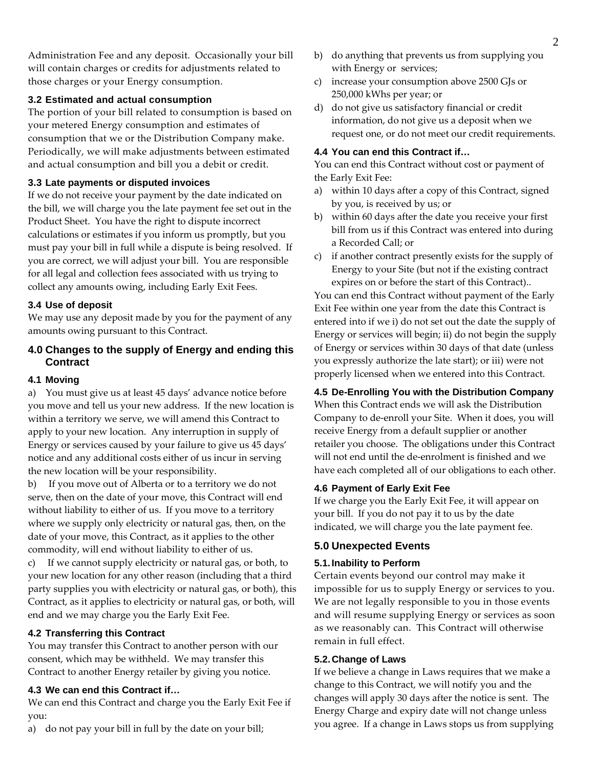Administration Fee and any deposit. Occasionally your bill will contain charges or credits for adjustments related to those charges or your Energy consumption.

### 3.2 Estimated and actual consumption

The portion of your bill related to consumption is based on your metered Energy consumption and estimates of consumption that we or the Distribution Company make. Periodically, we will make adjustments between estimated and actual consumption and bill you a debit or credit.

### 3.3 Late payments or disputed invoices

If we do not receive your payment by the date indicated on the bill, we will charge you the late payment fee set out in the Product Sheet. You have the right to dispute incorrect calculations or estimates if you inform us promptly, but you must pay your bill in full while a dispute is being resolved. If you are correct, we will adjust your bill. You are responsible for all legal and collection fees associated with us trying to collect any amounts owing, including Early Exit Fees.

### 3.4 Use of deposit

We may use any deposit made by you for the payment of any amounts owing pursuant to this Contract.

## 4.0 Changes to the supply of Energy and ending this Contract

### 4.1 Moving

a) You must give us at least 45 days' advance notice before you move and tell us your new address. If the new location is within a territory we serve, we will amend this Contract to apply to your new location. Any interruption in supply of Energy or services caused by your failure to give us 45 days' notice and any additional costs either of us incur in serving the new location will be your responsibility.

b) If you move out of Alberta or to a territory we do not serve, then on the date of your move, this Contract will end without liability to either of us. If you move to a territory where we supply only electricity or natural gas, then, on the date of your move, this Contract, as it applies to the other commodity, will end without liability to either of us.

c) If we cannot supply electricity or natural gas, or both, to your new location for any other reason (including that a third party supplies you with electricity or natural gas, or both), this Contract, as it applies to electricity or natural gas, or both, will end and we may charge you the Early Exit Fee.

### 4.2 Transferring this Contract

You may transfer this Contract to another person with our consent, which may be withheld. We may transfer this Contract to another Energy retailer by giving you notice.

### 4.3 We can end this Contract if…

We can end this Contract and charge you the Early Exit Fee if you:

a) do not pay your bill in full by the date on your bill;

b) do anything that prevents us from supplying you with Energy or services;

c) increase your consumption above 2500 GJs or 250,000 kWhs per year; or

d) do not give us satisfactory financial or credit information, do not give us a deposit when we request one, or do not meet our credit requirements.

### 4.4 You can end this Contract if…

You can end this Contract without cost or payment of the Early Exit Fee:

a) within 10 days after a copy of this Contract, signed by you, is received by us; or

b) within 60 days after the date you receive your first bill from us if this Contract was entered into during a Recorded Call; or

c) if another contract presently exists for the supply of Energy to your Site (but not if the existing contract expires on or before the start of this Contract)..

You can end this Contract without payment of the Early Exit Fee within one year from the date this Contract is entered into if we i) do not set out the date the supply of Energy or services will begin; ii) do not begin the supply of Energy or services within 30 days of that date (unless you expressly authorize the late start); or iii) were not properly licensed when we entered into this Contract.

### 4.5 De-Enrolling You with the Distribution Company

When this Contract ends we will ask the Distribution Company to de-enroll your Site. When it does, you will receive Energy from a default supplier or another retailer you choose. The obligations under this Contract will not end until the de-enrolment is finished and we have each completed all of our obligations to each other.

### 4.6 Payment of Early Exit Fee

If we charge you the Early Exit Fee, it will appear on your bill. If you do not pay it to us by the date indicated, we will charge you the late payment fee.

## 5.0 Unexpected Events

### 5.1. Inability to Perform

Certain events beyond our control may make it impossible for us to supply Energy or services to you. We are not legally responsible to you in those events and will resume supplying Energy or services as soon as we reasonably can. This Contract will otherwise remain in full effect.

### 5.2. Change of Laws

If we believe a change in Laws requires that we make a change to this Contract, we will notify you and the changes will apply 30 days after the notice is sent. The Energy Charge and expiry date will not change unless you agree. If a change in Laws stops us from supplying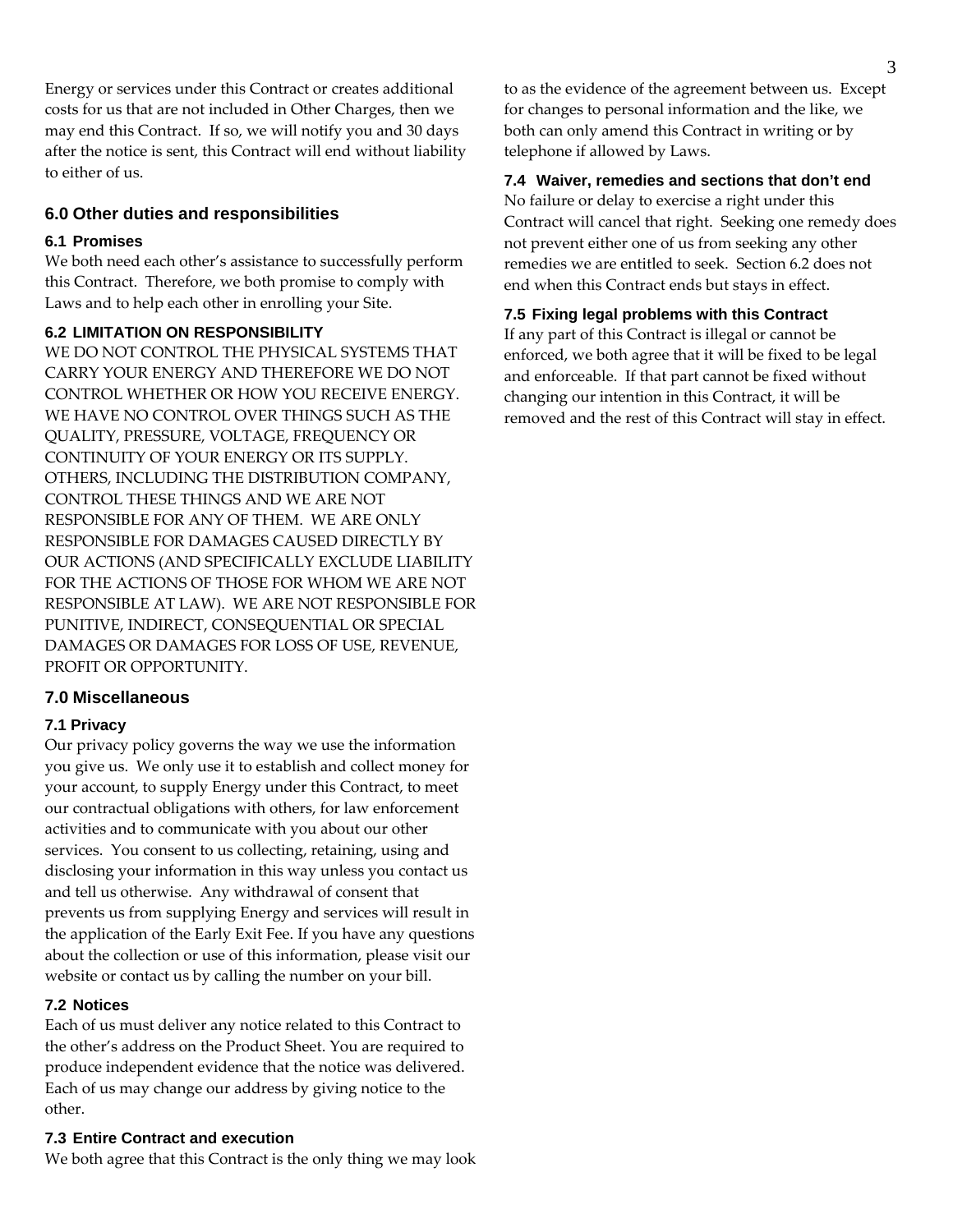Energy or services under this Contract or creates additional costs for us that are not included in Other Charges, then we may end this Contract. If so, we will notify you and 30 days after the notice is sent, this Contract will end without liability to either of us.

## 6.0 Other duties and responsibilities

### 6.1 Promises

We both need each other's assistance to successfully perform this Contract. Therefore, we both promise to comply with Laws and to help each other in enrolling your Site.

### 6.2 LIMITATION ON RESPONSIBILITY

WE DO NOT CONTROL THE PHYSICAL SYSTEMS THAT CARRY YOUR ENERGY AND THEREFORE WE DO NOT CONTROL WHETHER OR HOW YOU RECEIVE ENERGY. WE HAVE NO CONTROL OVER THINGS SUCH AS THE QUALITY, PRESSURE, VOLTAGE, FREQUENCY OR CONTINUITY OF YOUR ENERGY OR ITS SUPPLY. OTHERS, INCLUDING THE DISTRIBUTION COMPANY, CONTROL THESE THINGS AND WE ARE NOT RESPONSIBLE FOR ANY OF THEM. WE ARE ONLY RESPONSIBLE FOR DAMAGES CAUSED DIRECTLY BY OUR ACTIONS (AND SPECIFICALLY EXCLUDE LIABILITY FOR THE ACTIONS OF THOSE FOR WHOM WE ARE NOT RESPONSIBLE AT LAW). WE ARE NOT RESPONSIBLE FOR PUNITIVE, INDIRECT, CONSEQUENTIAL OR SPECIAL DAMAGES OR DAMAGES FOR LOSS OF USE, REVENUE, PROFIT OR OPPORTUNITY.

## 7.0 Miscellaneous

### 7.1 Privacy

Our privacy policy governs the way we use the information you give us. We only use it to establish and collect money for your account, to supply Energy under this Contract, to meet our contractual obligations with others, for law enforcement activities and to communicate with you about our other services. You consent to us collecting, retaining, using and disclosing your information in this way unless you contact us and tell us otherwise. Any withdrawal of consent that prevents us from supplying Energy and services will result in the application of the Early Exit Fee. If you have any questions about the collection or use of this information, please visit our website or contact us by calling the number on your bill.

### 7.2 Notices

Each of us must deliver any notice related to this Contract to the other's address on the Product Sheet. You are required to produce independent evidence that the notice was delivered. Each of us may change our address by giving notice to the other.

### 7.3 Entire Contract and execution

We both agree that this Contract is the only thing we may look to as the evidence of the agreement between us. Except for changes to personal information and the like, we both can only amend this Contract in writing or by telephone if allowed by Laws.

### 7.4 Waiver, remedies and sections that don't end

No failure or delay to exercise a right under this Contract will cancel that right. Seeking one remedy does not prevent either one of us from seeking any other remedies we are entitled to seek. Section 6.2 does not end when this Contract ends but stays in effect.

### 7.5 Fixing legal problems with this Contract

If any part of this Contract is illegal or cannot be enforced, we both agree that it will be fixed to be legal and enforceable. If that part cannot be fixed without changing our intention in this Contract, it will be removed and the rest of this Contract will stay in effect.